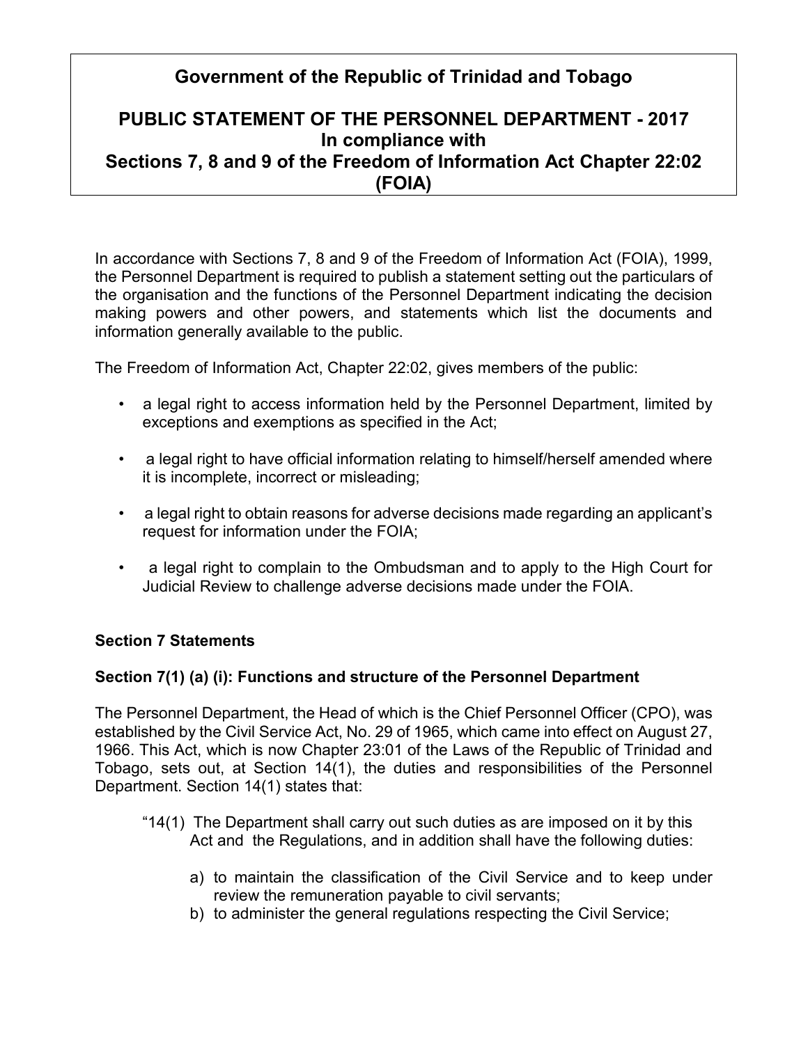# Government of the Republic of Trinidad and Tobago

## PUBLIC STATEMENT OF THE PERSONNEL DEPARTMENT - 2017 In compliance with Sections 7, 8 and 9 of the Freedom of Information Act Chapter 22:02 (FOIA)

In accordance with Sections 7, 8 and 9 of the Freedom of Information Act (FOIA), 1999, the Personnel Department is required to publish a statement setting out the particulars of the organisation and the functions of the Personnel Department indicating the decision making powers and other powers, and statements which list the documents and information generally available to the public.

The Freedom of Information Act, Chapter 22:02, gives members of the public:

- a legal right to access information held by the Personnel Department, limited by exceptions and exemptions as specified in the Act;
- a legal right to have official information relating to himself/herself amended where it is incomplete, incorrect or misleading;
- a legal right to obtain reasons for adverse decisions made regarding an applicant's request for information under the FOIA;
- a legal right to complain to the Ombudsman and to apply to the High Court for Judicial Review to challenge adverse decisions made under the FOIA.

### Section 7 Statements

### Section 7(1) (a) (i): Functions and structure of the Personnel Department

The Personnel Department, the Head of which is the Chief Personnel Officer (CPO), was established by the Civil Service Act, No. 29 of 1965, which came into effect on August 27, 1966. This Act, which is now Chapter 23:01 of the Laws of the Republic of Trinidad and Tobago, sets out, at Section 14(1), the duties and responsibilities of the Personnel Department. Section 14(1) states that:

> "14(1) The Department shall carry out such duties as are imposed on it by this Act and the Regulations, and in addition shall have the following duties:
>
> a) to maintain the classification of the Civil Service and to keep under review the remuneration payable to civil servants;
> b) to administer the general regulations respecting the Civil Service;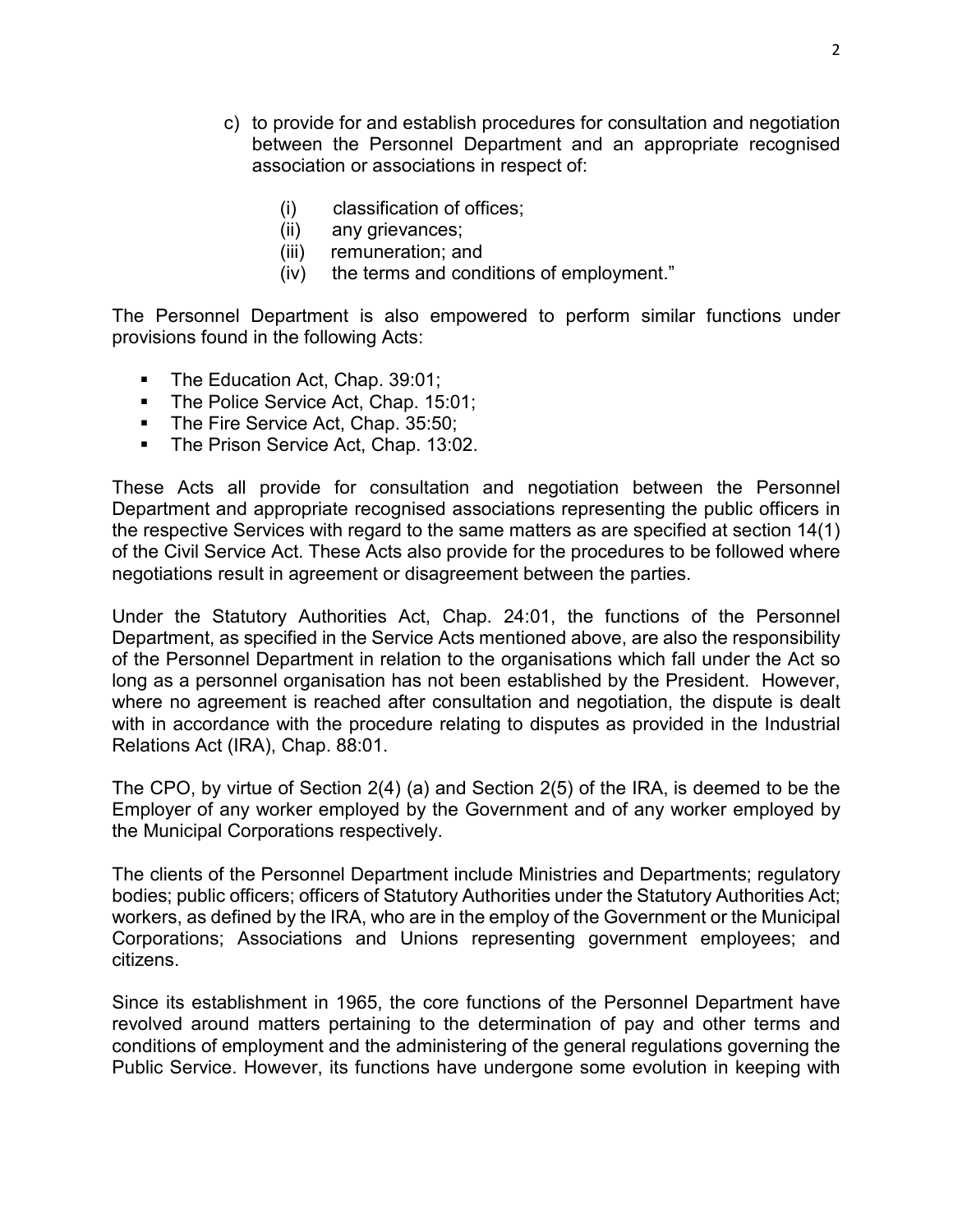c) to provide for and establish procedures for consultation and negotiation between the Personnel Department and an appropriate recognised association or associations in respect of:

    (i) classification of offices;
    (ii) any grievances;
    (iii) remuneration; and
    (iv) the terms and conditions of employment."

The Personnel Department is also empowered to perform similar functions under provisions found in the following Acts:

- The Education Act, Chap. 39:01;
- The Police Service Act, Chap. 15:01;
- The Fire Service Act, Chap. 35:50;
- The Prison Service Act, Chap. 13:02.

These Acts all provide for consultation and negotiation between the Personnel Department and appropriate recognised associations representing the public officers in the respective Services with regard to the same matters as are specified at section 14(1) of the Civil Service Act. These Acts also provide for the procedures to be followed where negotiations result in agreement or disagreement between the parties.

Under the Statutory Authorities Act, Chap. 24:01, the functions of the Personnel Department, as specified in the Service Acts mentioned above, are also the responsibility of the Personnel Department in relation to the organisations which fall under the Act so long as a personnel organisation has not been established by the President. However, where no agreement is reached after consultation and negotiation, the dispute is dealt with in accordance with the procedure relating to disputes as provided in the Industrial Relations Act (IRA), Chap. 88:01.

The CPO, by virtue of Section 2(4) (a) and Section 2(5) of the IRA, is deemed to be the Employer of any worker employed by the Government and of any worker employed by the Municipal Corporations respectively.

The clients of the Personnel Department include Ministries and Departments; regulatory bodies; public officers; officers of Statutory Authorities under the Statutory Authorities Act; workers, as defined by the IRA, who are in the employ of the Government or the Municipal Corporations; Associations and Unions representing government employees; and citizens.

Since its establishment in 1965, the core functions of the Personnel Department have revolved around matters pertaining to the determination of pay and other terms and conditions of employment and the administering of the general regulations governing the Public Service. However, its functions have undergone some evolution in keeping with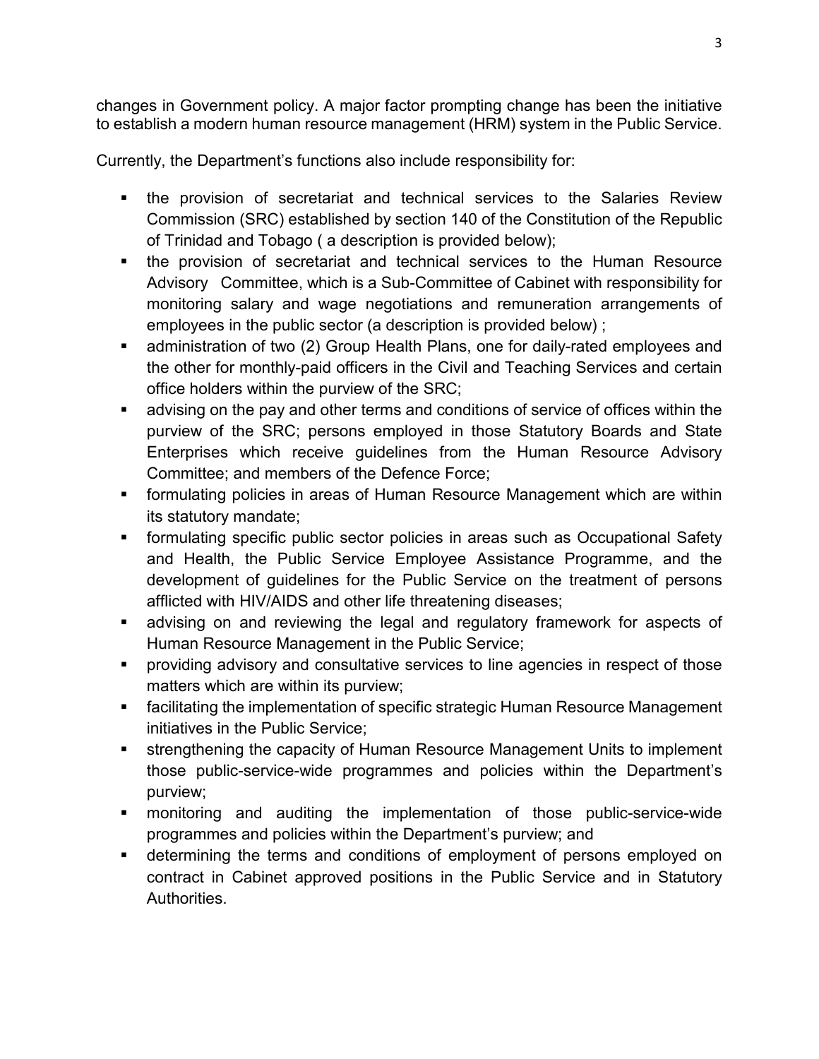changes in Government policy. A major factor prompting change has been the initiative to establish a modern human resource management (HRM) system in the Public Service.

Currently, the Department's functions also include responsibility for:

- the provision of secretariat and technical services to the Salaries Review Commission (SRC) established by section 140 of the Constitution of the Republic of Trinidad and Tobago ( a description is provided below);
- the provision of secretariat and technical services to the Human Resource Advisory Committee, which is a Sub-Committee of Cabinet with responsibility for monitoring salary and wage negotiations and remuneration arrangements of employees in the public sector (a description is provided below) ;
- administration of two (2) Group Health Plans, one for daily-rated employees and the other for monthly-paid officers in the Civil and Teaching Services and certain office holders within the purview of the SRC;
- advising on the pay and other terms and conditions of service of offices within the purview of the SRC; persons employed in those Statutory Boards and State Enterprises which receive guidelines from the Human Resource Advisory Committee; and members of the Defence Force;
- formulating policies in areas of Human Resource Management which are within its statutory mandate;
- formulating specific public sector policies in areas such as Occupational Safety and Health, the Public Service Employee Assistance Programme, and the development of guidelines for the Public Service on the treatment of persons afflicted with HIV/AIDS and other life threatening diseases;
- advising on and reviewing the legal and regulatory framework for aspects of Human Resource Management in the Public Service;
- providing advisory and consultative services to line agencies in respect of those matters which are within its purview;
- facilitating the implementation of specific strategic Human Resource Management initiatives in the Public Service;
- strengthening the capacity of Human Resource Management Units to implement those public-service-wide programmes and policies within the Department's purview;
- monitoring and auditing the implementation of those public-service-wide programmes and policies within the Department's purview; and
- determining the terms and conditions of employment of persons employed on contract in Cabinet approved positions in the Public Service and in Statutory Authorities.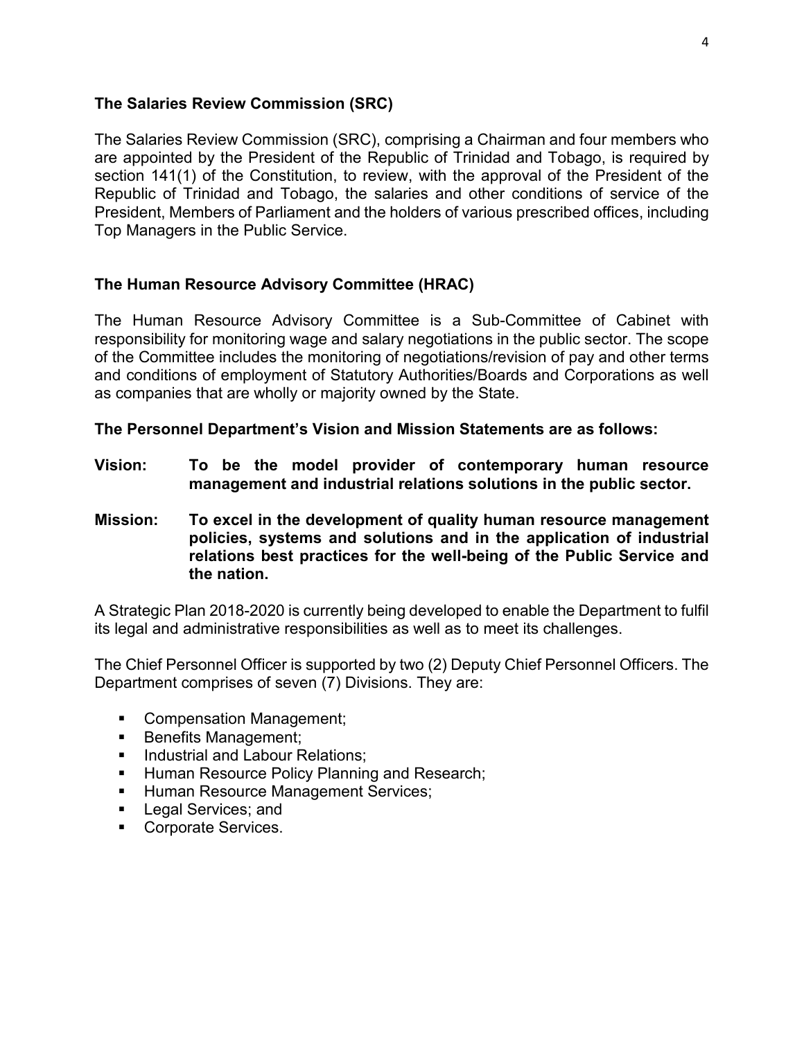### The Salaries Review Commission (SRC)

The Salaries Review Commission (SRC), comprising a Chairman and four members who are appointed by the President of the Republic of Trinidad and Tobago, is required by section 141(1) of the Constitution, to review, with the approval of the President of the Republic of Trinidad and Tobago, the salaries and other conditions of service of the President, Members of Parliament and the holders of various prescribed offices, including Top Managers in the Public Service.

### The Human Resource Advisory Committee (HRAC)

The Human Resource Advisory Committee is a Sub-Committee of Cabinet with responsibility for monitoring wage and salary negotiations in the public sector. The scope of the Committee includes the monitoring of negotiations/revision of pay and other terms and conditions of employment of Statutory Authorities/Boards and Corporations as well as companies that are wholly or majority owned by the State.

**The Personnel Department's Vision and Mission Statements are as follows:**

**Vision:** **To be the model provider of contemporary human resource management and industrial relations solutions in the public sector.**

**Mission:** **To excel in the development of quality human resource management policies, systems and solutions and in the application of industrial relations best practices for the well-being of the Public Service and the nation.**

A Strategic Plan 2018-2020 is currently being developed to enable the Department to fulfil its legal and administrative responsibilities as well as to meet its challenges.

The Chief Personnel Officer is supported by two (2) Deputy Chief Personnel Officers. The Department comprises of seven (7) Divisions. They are:

- Compensation Management;
- Benefits Management;
- Industrial and Labour Relations;
- Human Resource Policy Planning and Research;
- Human Resource Management Services;
- Legal Services; and
- Corporate Services.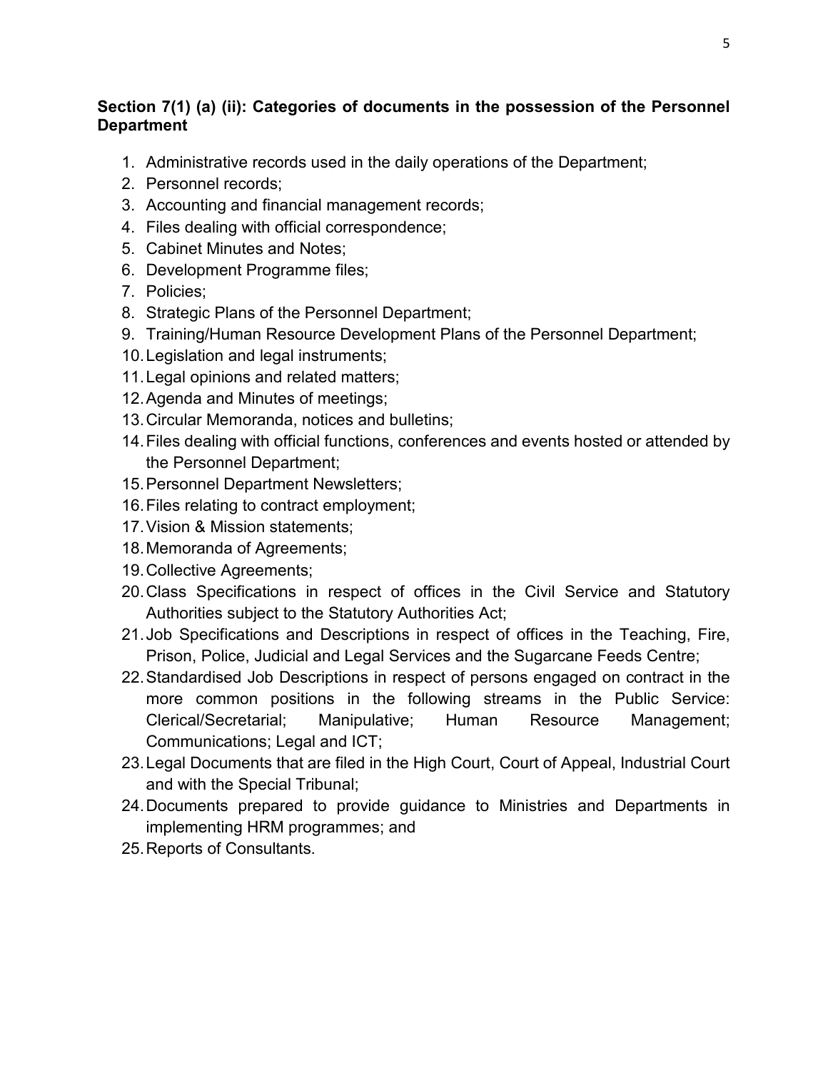**Section 7(1) (a) (ii): Categories of documents in the possession of the Personnel Department**

1. Administrative records used in the daily operations of the Department;
2. Personnel records;
3. Accounting and financial management records;
4. Files dealing with official correspondence;
5. Cabinet Minutes and Notes;
6. Development Programme files;
7. Policies;
8. Strategic Plans of the Personnel Department;
9. Training/Human Resource Development Plans of the Personnel Department;
10. Legislation and legal instruments;
11. Legal opinions and related matters;
12. Agenda and Minutes of meetings;
13. Circular Memoranda, notices and bulletins;
14. Files dealing with official functions, conferences and events hosted or attended by the Personnel Department;
15. Personnel Department Newsletters;
16. Files relating to contract employment;
17. Vision & Mission statements;
18. Memoranda of Agreements;
19. Collective Agreements;
20. Class Specifications in respect of offices in the Civil Service and Statutory Authorities subject to the Statutory Authorities Act;
21. Job Specifications and Descriptions in respect of offices in the Teaching, Fire, Prison, Police, Judicial and Legal Services and the Sugarcane Feeds Centre;
22. Standardised Job Descriptions in respect of persons engaged on contract in the more common positions in the following streams in the Public Service: Clerical/Secretarial; Manipulative; Human Resource Management; Communications; Legal and ICT;
23. Legal Documents that are filed in the High Court, Court of Appeal, Industrial Court and with the Special Tribunal;
24. Documents prepared to provide guidance to Ministries and Departments in implementing HRM programmes; and
25. Reports of Consultants.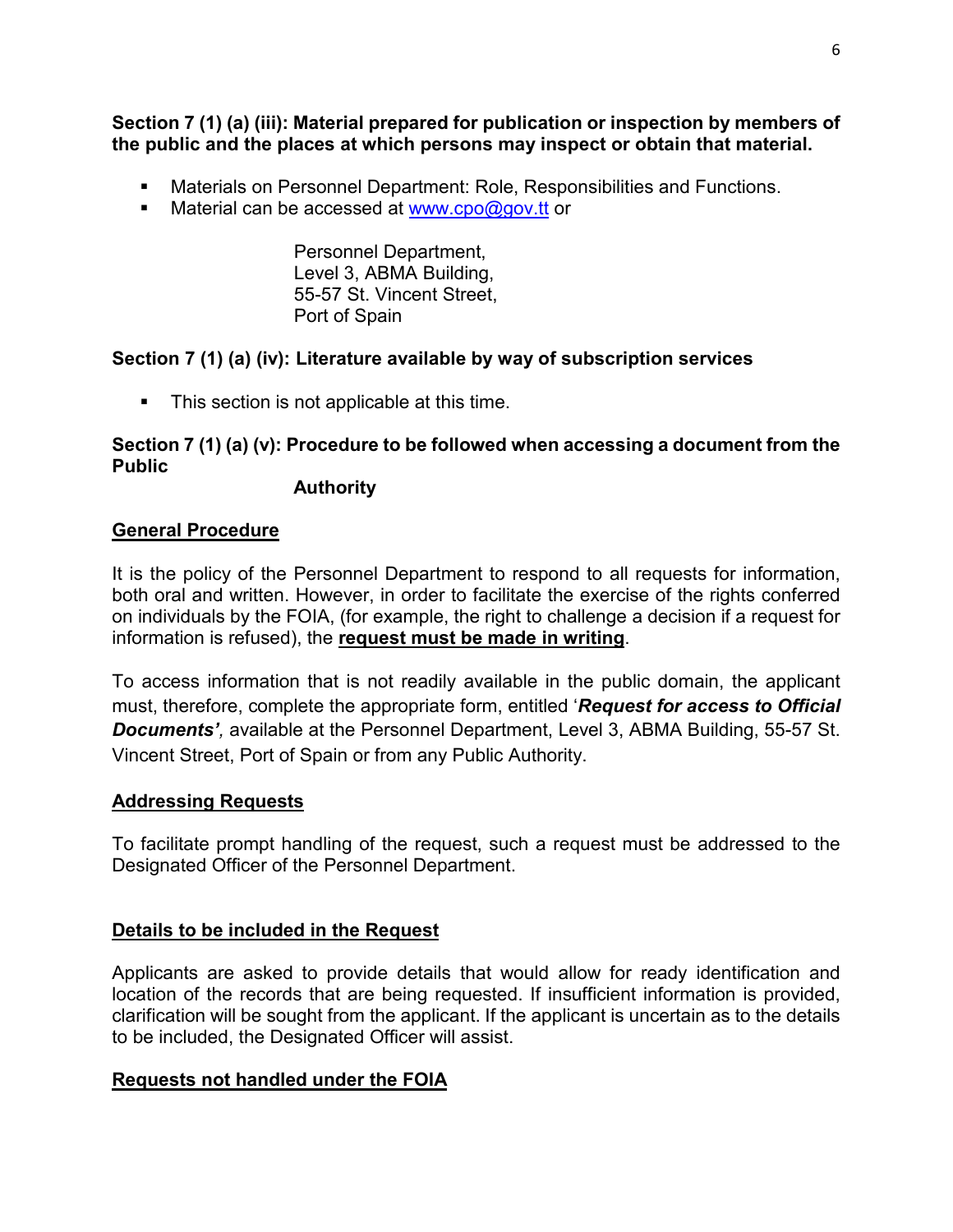**Section 7 (1) (a) (iii): Material prepared for publication or inspection by members of the public and the places at which persons may inspect or obtain that material.**

- Materials on Personnel Department: Role, Responsibilities and Functions.
- Material can be accessed at www.cpo@gov.tt or

  Personnel Department,
  Level 3, ABMA Building,
  55-57 St. Vincent Street,
  Port of Spain

**Section 7 (1) (a) (iv): Literature available by way of subscription services**

- This section is not applicable at this time.

**Section 7 (1) (a) (v): Procedure to be followed when accessing a document from the Public Authority**

**General Procedure**

It is the policy of the Personnel Department to respond to all requests for information, both oral and written. However, in order to facilitate the exercise of the rights conferred on individuals by the FOIA, (for example, the right to challenge a decision if a request for information is refused), the **request must be made in writing**.

To access information that is not readily available in the public domain, the applicant must, therefore, complete the appropriate form, entitled '***Request for access to Official Documents'***, available at the Personnel Department, Level 3, ABMA Building, 55-57 St. Vincent Street, Port of Spain or from any Public Authority.

**Addressing Requests**

To facilitate prompt handling of the request, such a request must be addressed to the Designated Officer of the Personnel Department.

**Details to be included in the Request**

Applicants are asked to provide details that would allow for ready identification and location of the records that are being requested. If insufficient information is provided, clarification will be sought from the applicant. If the applicant is uncertain as to the details to be included, the Designated Officer will assist.

**Requests not handled under the FOIA**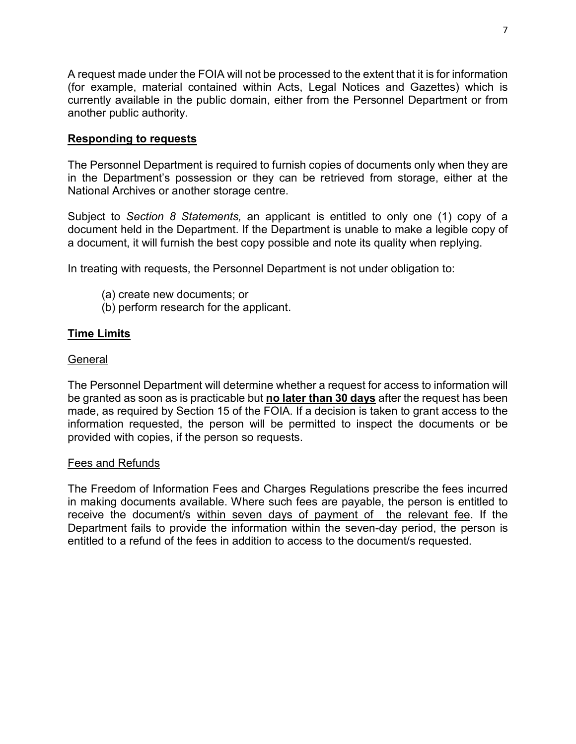A request made under the FOIA will not be processed to the extent that it is for information (for example, material contained within Acts, Legal Notices and Gazettes) which is currently available in the public domain, either from the Personnel Department or from another public authority.

## **Responding to requests**

The Personnel Department is required to furnish copies of documents only when they are in the Department's possession or they can be retrieved from storage, either at the National Archives or another storage centre.

Subject to *Section 8 Statements,* an applicant is entitled to only one (1) copy of a document held in the Department. If the Department is unable to make a legible copy of a document, it will furnish the best copy possible and note its quality when replying.

In treating with requests, the Personnel Department is not under obligation to:

(a) create new documents; or
(b) perform research for the applicant.

## **Time Limits**

### General

The Personnel Department will determine whether a request for access to information will be granted as soon as is practicable but **no later than 30 days** after the request has been made, as required by Section 15 of the FOIA. If a decision is taken to grant access to the information requested, the person will be permitted to inspect the documents or be provided with copies, if the person so requests.

### Fees and Refunds

The Freedom of Information Fees and Charges Regulations prescribe the fees incurred in making documents available. Where such fees are payable, the person is entitled to receive the document/s within seven days of payment of the relevant fee. If the Department fails to provide the information within the seven-day period, the person is entitled to a refund of the fees in addition to access to the document/s requested.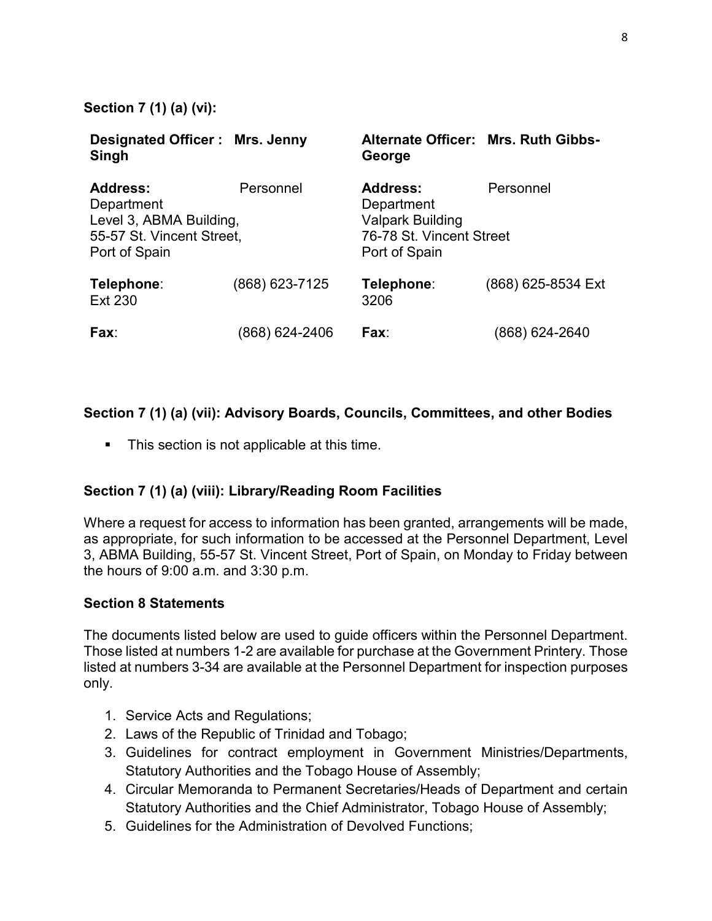**Section 7 (1) (a) (vi):**

| **Designated Officer : Mrs. Jenny Singh** | | **Alternate Officer: Mrs. Ruth Gibbs-George** | |
|---|---|---|---|
| **Address:** | Personnel Department Level 3, ABMA Building, 55-57 St. Vincent Street, Port of Spain | **Address:** | Personnel Department Valpark Building 76-78 St. Vincent Street Port of Spain |
| **Telephone**: | (868) 623-7125 Ext 230 | **Telephone**: | (868) 625-8534 Ext 3206 |
| **Fax**: | (868) 624-2406 | **Fax**: | (868) 624-2640 |

**Section 7 (1) (a) (vii): Advisory Boards, Councils, Committees, and other Bodies**

- This section is not applicable at this time.

**Section 7 (1) (a) (viii): Library/Reading Room Facilities**

Where a request for access to information has been granted, arrangements will be made, as appropriate, for such information to be accessed at the Personnel Department, Level 3, ABMA Building, 55-57 St. Vincent Street, Port of Spain, on Monday to Friday between the hours of 9:00 a.m. and 3:30 p.m.

**Section 8 Statements**

The documents listed below are used to guide officers within the Personnel Department. Those listed at numbers 1-2 are available for purchase at the Government Printery. Those listed at numbers 3-34 are available at the Personnel Department for inspection purposes only.

1. Service Acts and Regulations;
2. Laws of the Republic of Trinidad and Tobago;
3. Guidelines for contract employment in Government Ministries/Departments, Statutory Authorities and the Tobago House of Assembly;
4. Circular Memoranda to Permanent Secretaries/Heads of Department and certain Statutory Authorities and the Chief Administrator, Tobago House of Assembly;
5. Guidelines for the Administration of Devolved Functions;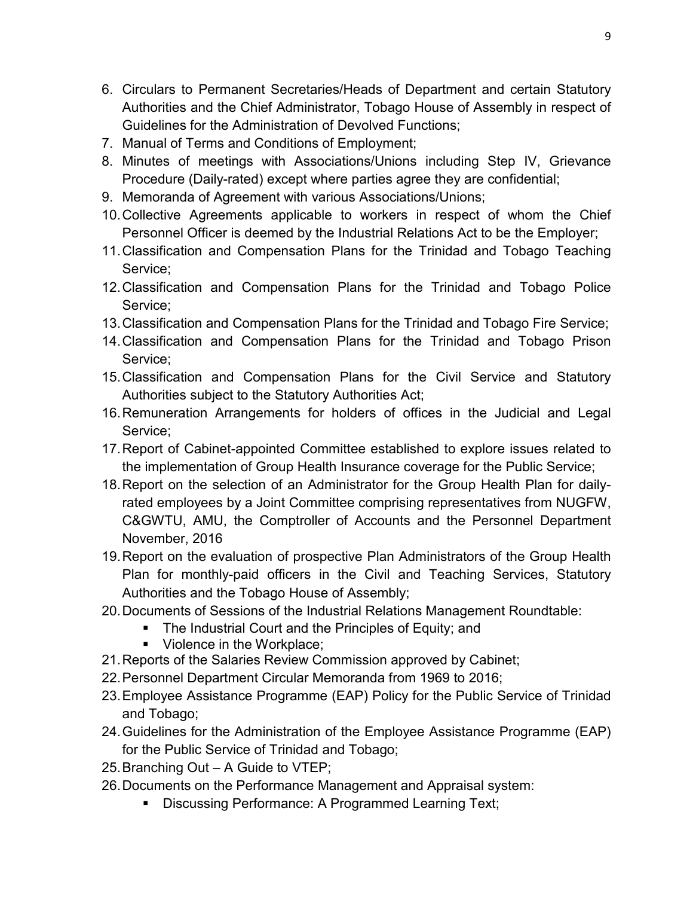6. Circulars to Permanent Secretaries/Heads of Department and certain Statutory Authorities and the Chief Administrator, Tobago House of Assembly in respect of Guidelines for the Administration of Devolved Functions;
7. Manual of Terms and Conditions of Employment;
8. Minutes of meetings with Associations/Unions including Step IV, Grievance Procedure (Daily-rated) except where parties agree they are confidential;
9. Memoranda of Agreement with various Associations/Unions;
10. Collective Agreements applicable to workers in respect of whom the Chief Personnel Officer is deemed by the Industrial Relations Act to be the Employer;
11. Classification and Compensation Plans for the Trinidad and Tobago Teaching Service;
12. Classification and Compensation Plans for the Trinidad and Tobago Police Service;
13. Classification and Compensation Plans for the Trinidad and Tobago Fire Service;
14. Classification and Compensation Plans for the Trinidad and Tobago Prison Service;
15. Classification and Compensation Plans for the Civil Service and Statutory Authorities subject to the Statutory Authorities Act;
16. Remuneration Arrangements for holders of offices in the Judicial and Legal Service;
17. Report of Cabinet-appointed Committee established to explore issues related to the implementation of Group Health Insurance coverage for the Public Service;
18. Report on the selection of an Administrator for the Group Health Plan for daily-rated employees by a Joint Committee comprising representatives from NUGFW, C&GWTU, AMU, the Comptroller of Accounts and the Personnel Department November, 2016
19. Report on the evaluation of prospective Plan Administrators of the Group Health Plan for monthly-paid officers in the Civil and Teaching Services, Statutory Authorities and the Tobago House of Assembly;
20. Documents of Sessions of the Industrial Relations Management Roundtable:
    - The Industrial Court and the Principles of Equity; and
    - Violence in the Workplace;
21. Reports of the Salaries Review Commission approved by Cabinet;
22. Personnel Department Circular Memoranda from 1969 to 2016;
23. Employee Assistance Programme (EAP) Policy for the Public Service of Trinidad and Tobago;
24. Guidelines for the Administration of the Employee Assistance Programme (EAP) for the Public Service of Trinidad and Tobago;
25. Branching Out – A Guide to VTEP;
26. Documents on the Performance Management and Appraisal system:
    - Discussing Performance: A Programmed Learning Text;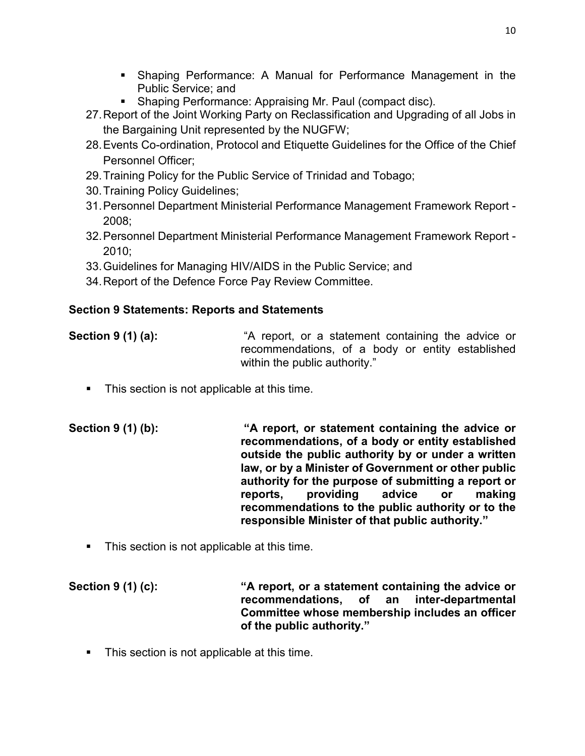- Shaping Performance: A Manual for Performance Management in the Public Service; and
- Shaping Performance: Appraising Mr. Paul (compact disc).

27. Report of the Joint Working Party on Reclassification and Upgrading of all Jobs in the Bargaining Unit represented by the NUGFW;
28. Events Co-ordination, Protocol and Etiquette Guidelines for the Office of the Chief Personnel Officer;
29. Training Policy for the Public Service of Trinidad and Tobago;
30. Training Policy Guidelines;
31. Personnel Department Ministerial Performance Management Framework Report - 2008;
32. Personnel Department Ministerial Performance Management Framework Report - 2010;
33. Guidelines for Managing HIV/AIDS in the Public Service; and
34. Report of the Defence Force Pay Review Committee.

**Section 9 Statements: Reports and Statements**

**Section 9 (1) (a):** "A report, or a statement containing the advice or recommendations, of a body or entity established within the public authority."

- This section is not applicable at this time.

**Section 9 (1) (b):** **"A report, or statement containing the advice or recommendations, of a body or entity established outside the public authority by or under a written law, or by a Minister of Government or other public authority for the purpose of submitting a report or reports, providing advice or making recommendations to the public authority or to the responsible Minister of that public authority."**

- This section is not applicable at this time.

**Section 9 (1) (c):** **"A report, or a statement containing the advice or recommendations, of an inter-departmental Committee whose membership includes an officer of the public authority."**

- This section is not applicable at this time.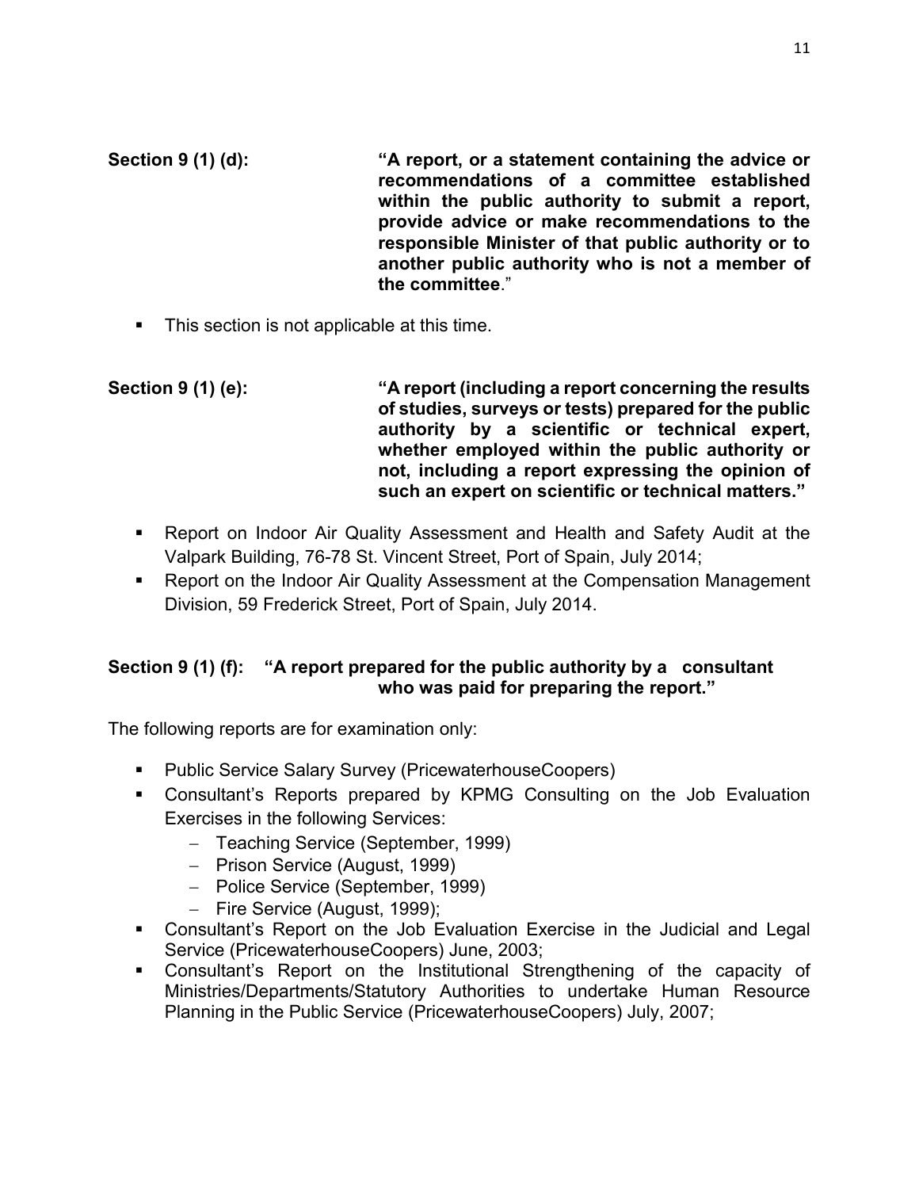**Section 9 (1) (d):** **"A report, or a statement containing the advice or recommendations of a committee established within the public authority to submit a report, provide advice or make recommendations to the responsible Minister of that public authority or to another public authority who is not a member of the committee**."

- This section is not applicable at this time.

**Section 9 (1) (e):** **"A report (including a report concerning the results of studies, surveys or tests) prepared for the public authority by a scientific or technical expert, whether employed within the public authority or not, including a report expressing the opinion of such an expert on scientific or technical matters."**

- Report on Indoor Air Quality Assessment and Health and Safety Audit at the Valpark Building, 76-78 St. Vincent Street, Port of Spain, July 2014;
- Report on the Indoor Air Quality Assessment at the Compensation Management Division, 59 Frederick Street, Port of Spain, July 2014.

**Section 9 (1) (f): "A report prepared for the public authority by a consultant who was paid for preparing the report."**

The following reports are for examination only:

- Public Service Salary Survey (PricewaterhouseCoopers)
- Consultant's Reports prepared by KPMG Consulting on the Job Evaluation Exercises in the following Services:
  - Teaching Service (September, 1999)
  - Prison Service (August, 1999)
  - Police Service (September, 1999)
  - Fire Service (August, 1999);
- Consultant's Report on the Job Evaluation Exercise in the Judicial and Legal Service (PricewaterhouseCoopers) June, 2003;
- Consultant's Report on the Institutional Strengthening of the capacity of Ministries/Departments/Statutory Authorities to undertake Human Resource Planning in the Public Service (PricewaterhouseCoopers) July, 2007;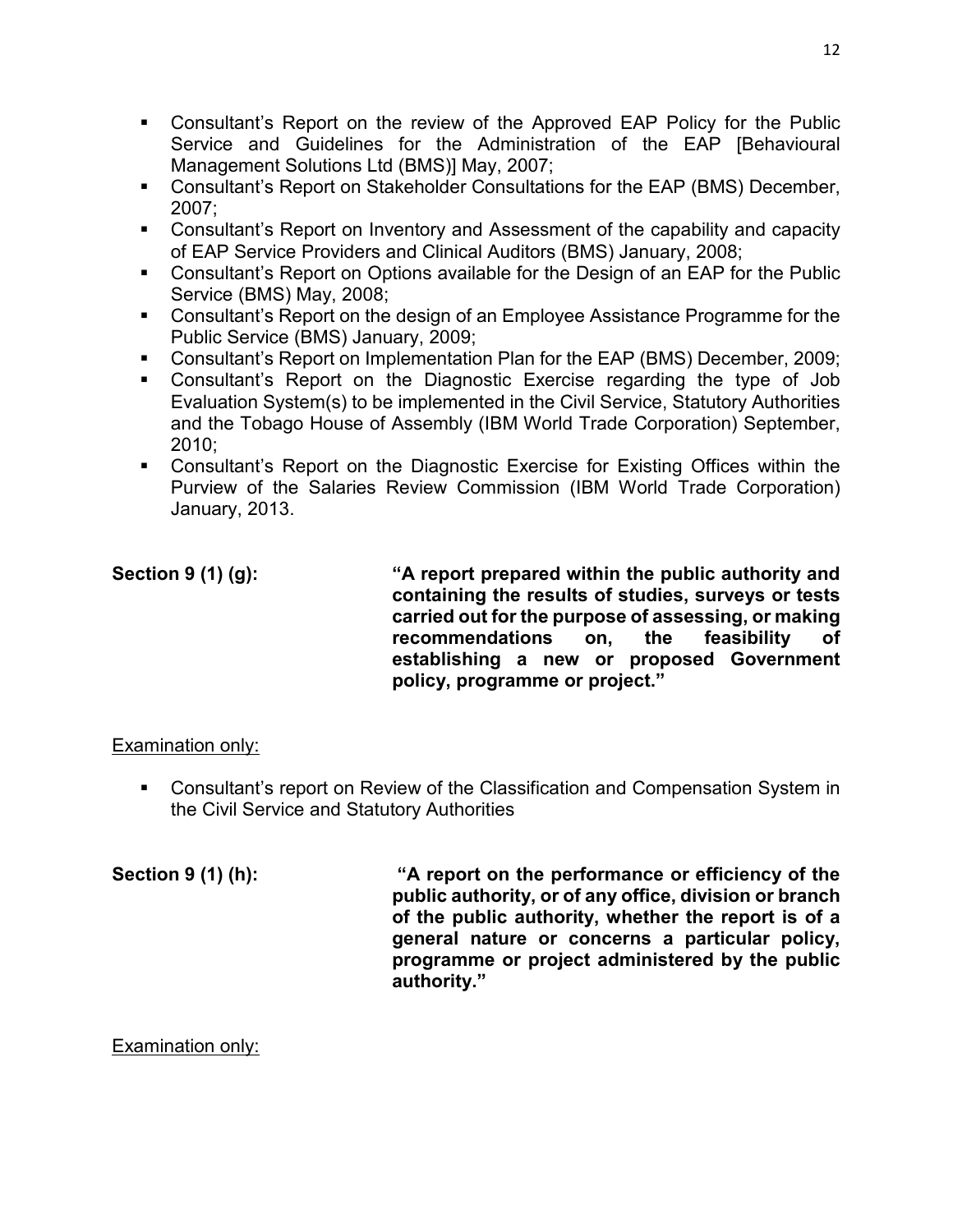- Consultant's Report on the review of the Approved EAP Policy for the Public Service and Guidelines for the Administration of the EAP [Behavioural Management Solutions Ltd (BMS)] May, 2007;
- Consultant's Report on Stakeholder Consultations for the EAP (BMS) December, 2007;
- Consultant's Report on Inventory and Assessment of the capability and capacity of EAP Service Providers and Clinical Auditors (BMS) January, 2008;
- Consultant's Report on Options available for the Design of an EAP for the Public Service (BMS) May, 2008;
- Consultant's Report on the design of an Employee Assistance Programme for the Public Service (BMS) January, 2009;
- Consultant's Report on Implementation Plan for the EAP (BMS) December, 2009;
- Consultant's Report on the Diagnostic Exercise regarding the type of Job Evaluation System(s) to be implemented in the Civil Service, Statutory Authorities and the Tobago House of Assembly (IBM World Trade Corporation) September, 2010;
- Consultant's Report on the Diagnostic Exercise for Existing Offices within the Purview of the Salaries Review Commission (IBM World Trade Corporation) January, 2013.

**Section 9 (1) (g):** **"A report prepared within the public authority and containing the results of studies, surveys or tests carried out for the purpose of assessing, or making recommendations on, the feasibility of establishing a new or proposed Government policy, programme or project."**

<u>Examination only:</u>

- Consultant's report on Review of the Classification and Compensation System in the Civil Service and Statutory Authorities

**Section 9 (1) (h):** **"A report on the performance or efficiency of the public authority, or of any office, division or branch of the public authority, whether the report is of a general nature or concerns a particular policy, programme or project administered by the public authority."**

<u>Examination only:</u>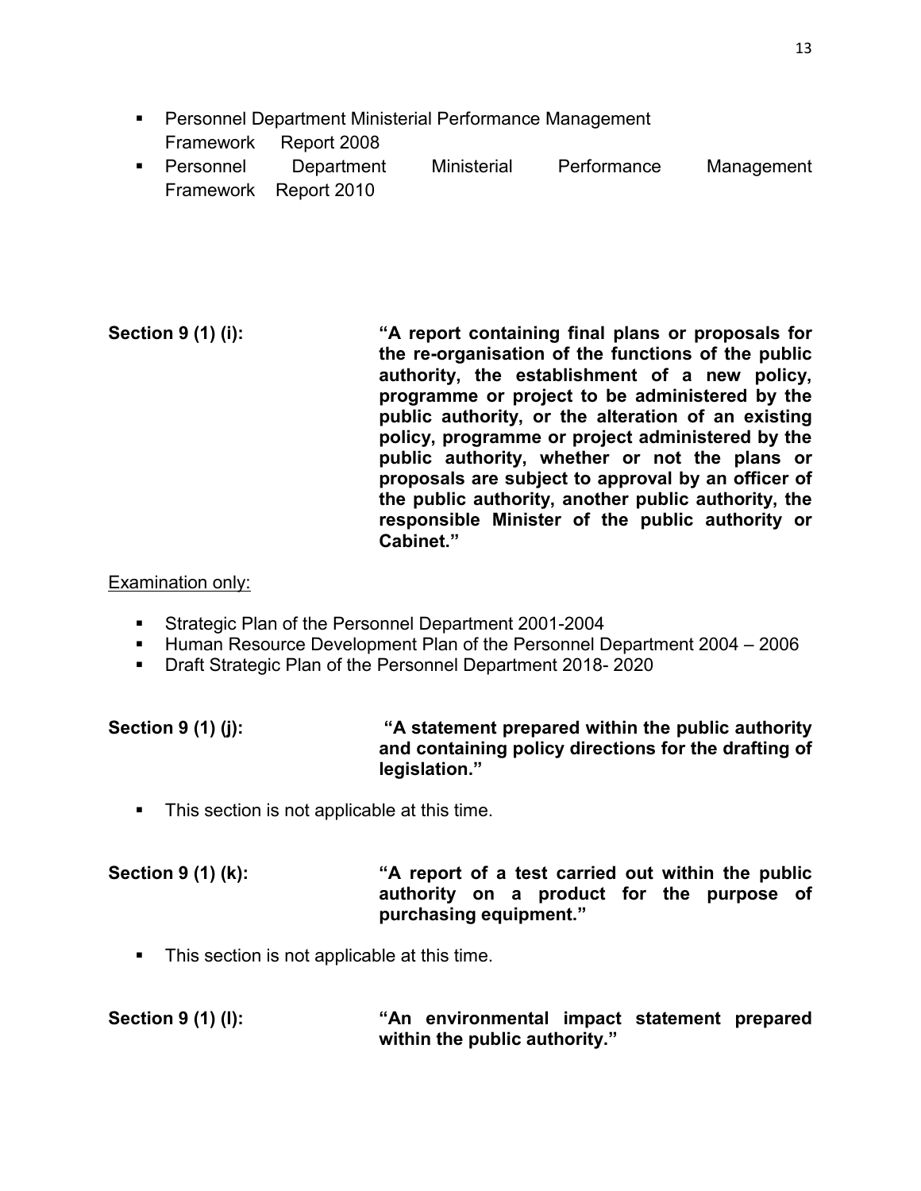- Personnel Department Ministerial Performance Management Framework Report 2008
- Personnel Department Ministerial Performance Management Framework Report 2010

**Section 9 (1) (i):** **"A report containing final plans or proposals for the re-organisation of the functions of the public authority, the establishment of a new policy, programme or project to be administered by the public authority, or the alteration of an existing policy, programme or project administered by the public authority, whether or not the plans or proposals are subject to approval by an officer of the public authority, another public authority, the responsible Minister of the public authority or Cabinet."**

<u>Examination only:</u>

- Strategic Plan of the Personnel Department 2001-2004
- Human Resource Development Plan of the Personnel Department 2004 – 2006
- Draft Strategic Plan of the Personnel Department 2018- 2020

**Section 9 (1) (j):** **"A statement prepared within the public authority and containing policy directions for the drafting of legislation."**

- This section is not applicable at this time.

**Section 9 (1) (k):** **"A report of a test carried out within the public authority on a product for the purpose of purchasing equipment."**

- This section is not applicable at this time.

**Section 9 (1) (l):** **"An environmental impact statement prepared within the public authority."**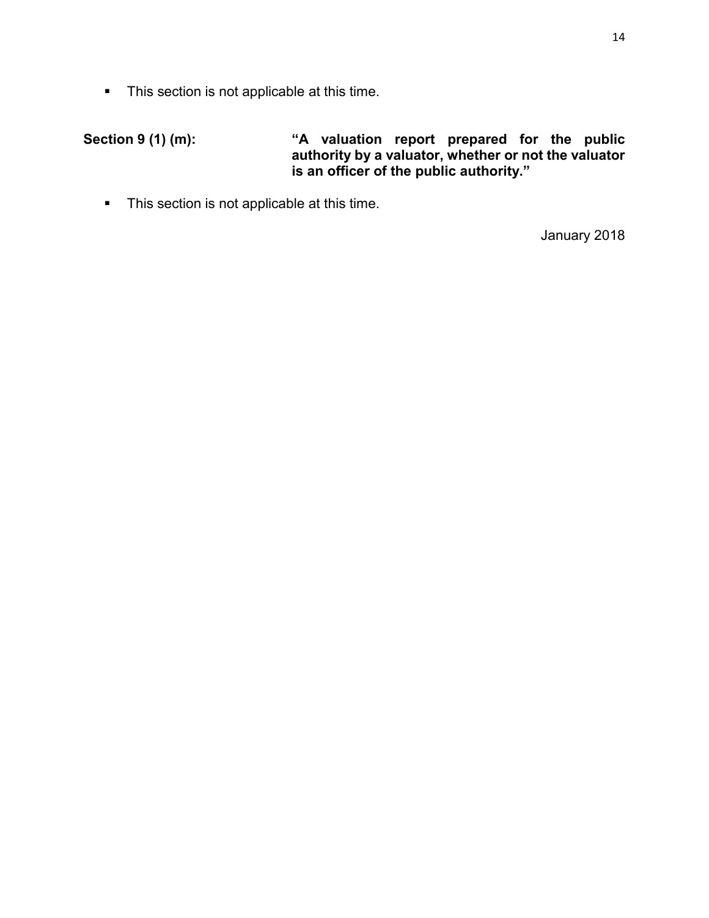- This section is not applicable at this time.

**Section 9 (1) (m):** **"A valuation report prepared for the public authority by a valuator, whether or not the valuator is an officer of the public authority."**

- This section is not applicable at this time.

January 2018